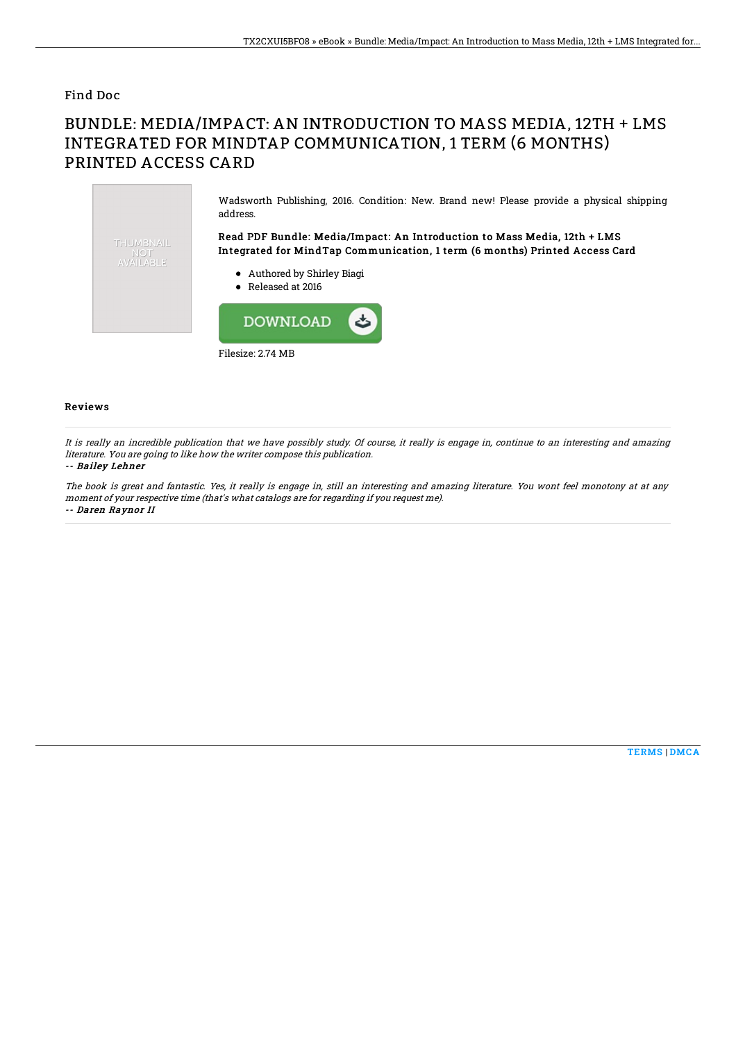Find Doc

# BUNDLE: MEDIA/IMPACT: AN INTRODUCTION TO MASS MEDIA, 12TH + LMS INTEGRATED FOR MINDTAP COMMUNICATION, 1 TERM (6 MONTHS) PRINTED ACCESS CARD

Wadsworth Publishing, 2016. Condition: New. Brand new! Please provide a physical shipping address.

**Read PDF Bundle: Media/Impact: An Introduction to Mass Media, 12th + LMS Integrated for MindTap Communication, 1 term (6 months) Printed Access Card**

- Authored by Shirley Biagi
- Released at 2016

DOWNLOAD

Filesize: 2.74 MB

## Reviews

*It is really an incredible publication that we have possibly study. Of course, it really is engage in, continue to an interesting and amazing literature. You are going to like how the writer compose this publication.*

*-- Bailey Lehner*

*The book is great and fantastic. Yes, it really is engage in, still an interesting and amazing literature. You wont feel monotony at at any moment of your respective time (that's what catalogs are for regarding if you request me).*

*-- Daren Raynor II*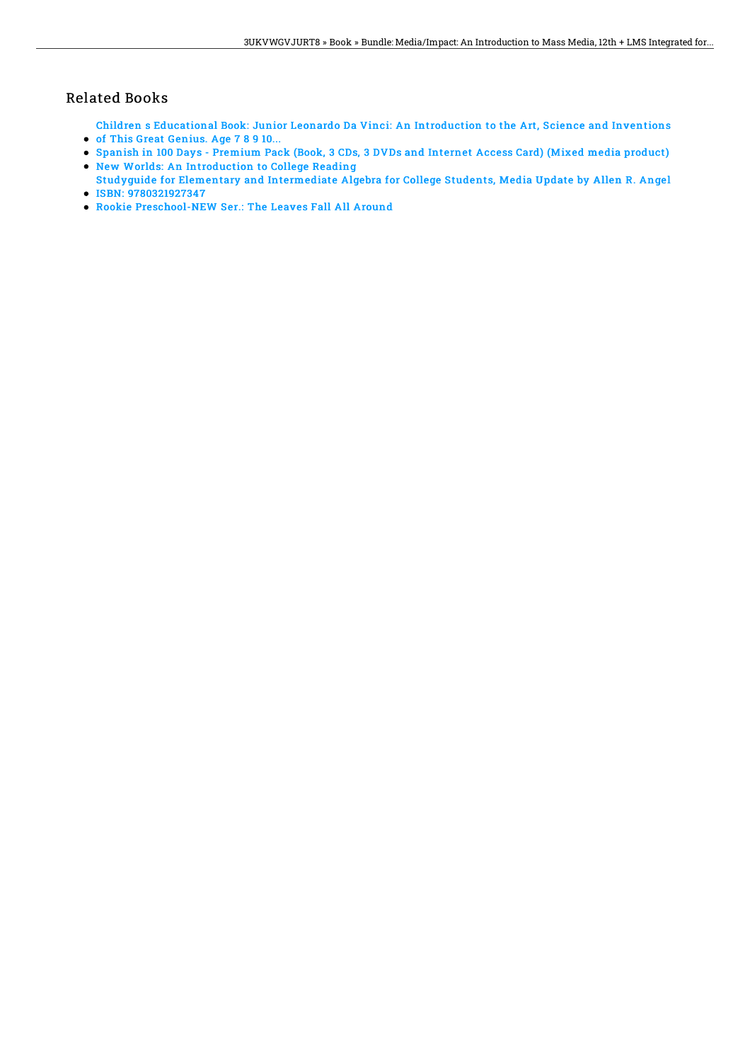## Related Books

- Children s Educational Book: Junior Leonardo Da Vinci: An Introduction to the Art, Science and Inventions of This Great Genius. Age 7 8 9 10...
- Spanish in 100 Days - Premium Pack (Book, 3 CDs, 3 DVDs and Internet Access Card) (Mixed media product)
- New Worlds: An Introduction to College Reading
- Studyguide for Elementary and Intermediate Algebra for College Students, Media Update by Allen R. Angel ISBN: 9780321927347
- Rookie Preschool-NEW Ser.: The Leaves Fall All Around